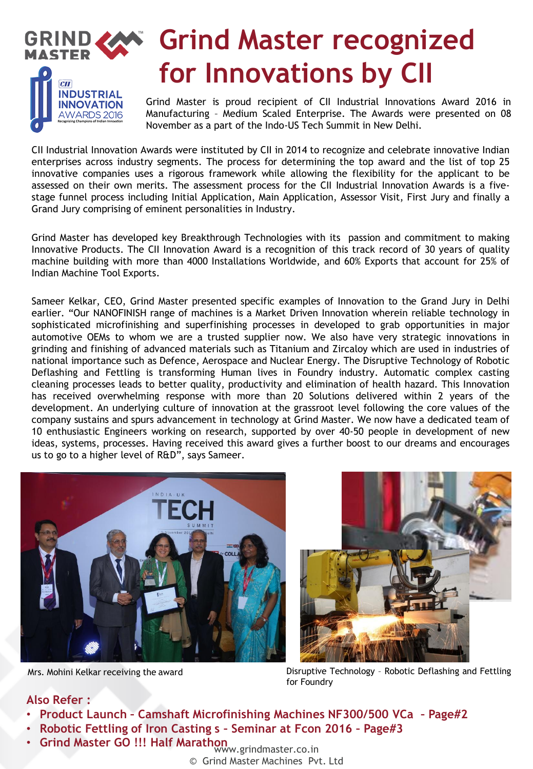# Grind Master recognized for Innovations by CII

Grind Master is proud recipient of CII Industrial Innovations Award 2016 in Manufacturing – Medium Scaled Enterprise. The Awards were presented on 08 November as a part of the Indo-US Tech Summit in New Delhi.

CII Industrial Innovation Awards were instituted by CII in 2014 to recognize and celebrate innovative Indian enterprises across industry segments. The process for determining the top award and the list of top 25 innovative companies uses a rigorous framework while allowing the flexibility for the applicant to be assessed on their own merits. The assessment process for the CII Industrial Innovation Awards is a five-stage funnel process including Initial Application, Main Application, Assessor Visit, First Jury and finally a Grand Jury comprising of eminent personalities in Industry.

Grind Master has developed key Breakthrough Technologies with its passion and commitment to making Innovative Products. The CII Innovation Award is a recognition of this track record of 30 years of quality machine building with more than 4000 Installations Worldwide, and 60% Exports that account for 25% of Indian Machine Tool Exports.

Sameer Kelkar, CEO, Grind Master presented specific examples of Innovation to the Grand Jury in Delhi earlier. "Our NANOFINISH range of machines is a Market Driven Innovation wherein reliable technology in sophisticated microfinishing and superfinishing processes in developed to grab opportunities in major automotive OEMs to whom we are a trusted supplier now. We also have very strategic innovations in grinding and finishing of advanced materials such as Titanium and Zircaloy which are used in industries of national importance such as Defence, Aerospace and Nuclear Energy. The Disruptive Technology of Robotic Deflashing and Fettling is transforming Human lives in Foundry industry. Automatic complex casting cleaning processes leads to better quality, productivity and elimination of health hazard. This Innovation has received overwhelming response with more than 20 Solutions delivered within 2 years of the development. An underlying culture of innovation at the grassroot level following the core values of the company sustains and spurs advancement in technology at Grind Master. We now have a dedicated team of 10 enthusiastic Engineers working on research, supported by over 40-50 people in development of new ideas, systems, processes. Having received this award gives a further boost to our dreams and encourages us to go to a higher level of R&D", says Sameer.

Mrs. Mohini Kelkar receiving the award

Disruptive Technology – Robotic Deflashing and Fettling for Foundry

**Also Refer :**

- **Product Launch – Camshaft Microfinishing Machines NF300/500 VCa – Page#2**
- **Robotic Fettling of Iron Casting s – Seminar at Fcon 2016 – Page#3**
- **Grind Master GO !!! Half Marathon**

www.grindmaster.co.in
© Grind Master Machines Pvt. Ltd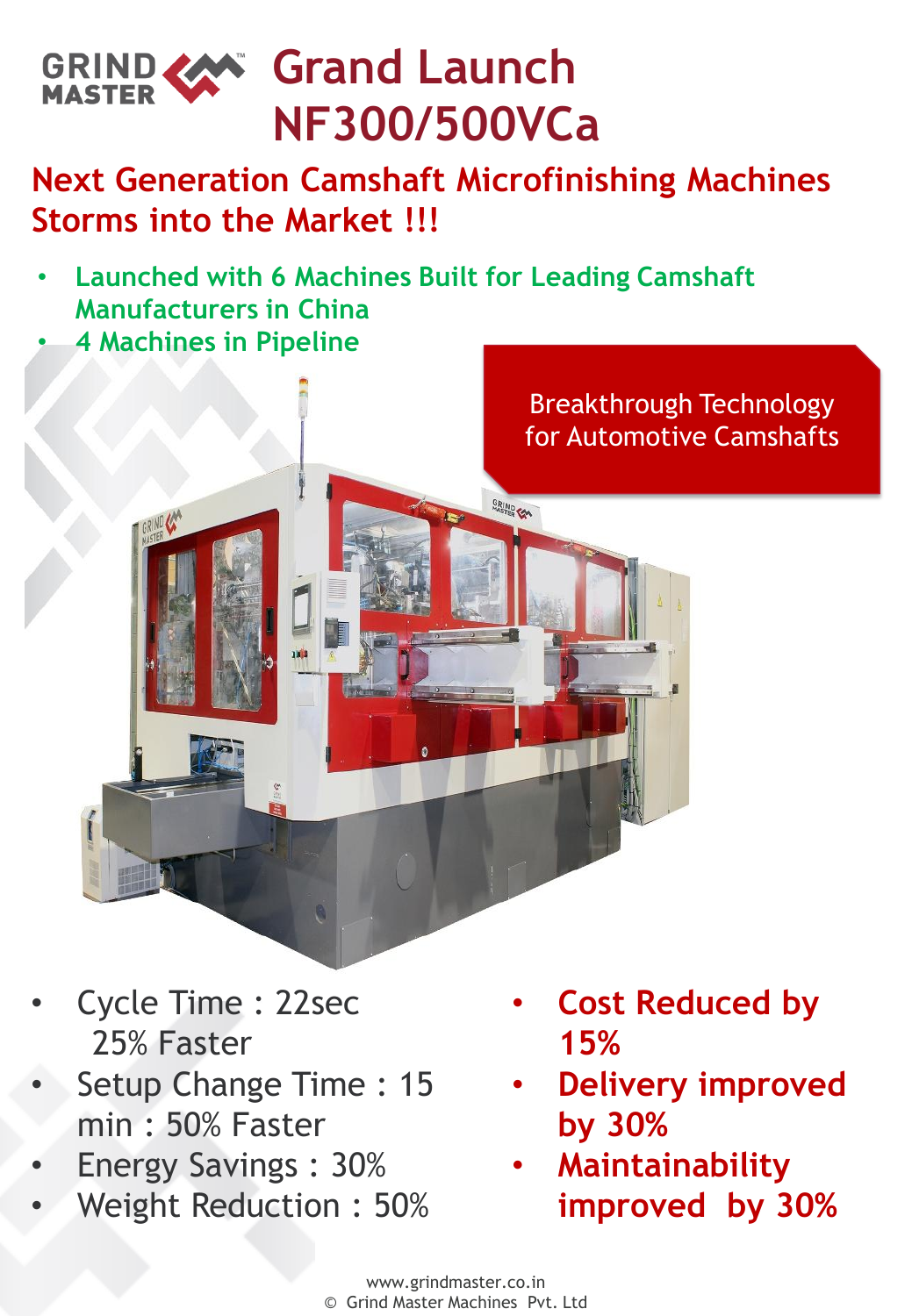GRIND MASTER

# Grand Launch NF300/500VCa

## Next Generation Camshaft Microfinishing Machines Storms into the Market !!!

- Launched with 6 Machines Built for Leading Camshaft Manufacturers in China
- 4 Machines in Pipeline

Breakthrough Technology for Automotive Camshafts

- Cycle Time : 22sec 25% Faster
- Setup Change Time : 15 min : 50% Faster
- Energy Savings : 30%
- Weight Reduction : 50%

- **Cost Reduced by 15%**
- **Delivery improved by 30%**
- **Maintainability improved by 30%**

www.grindmaster.co.in
© Grind Master Machines Pvt. Ltd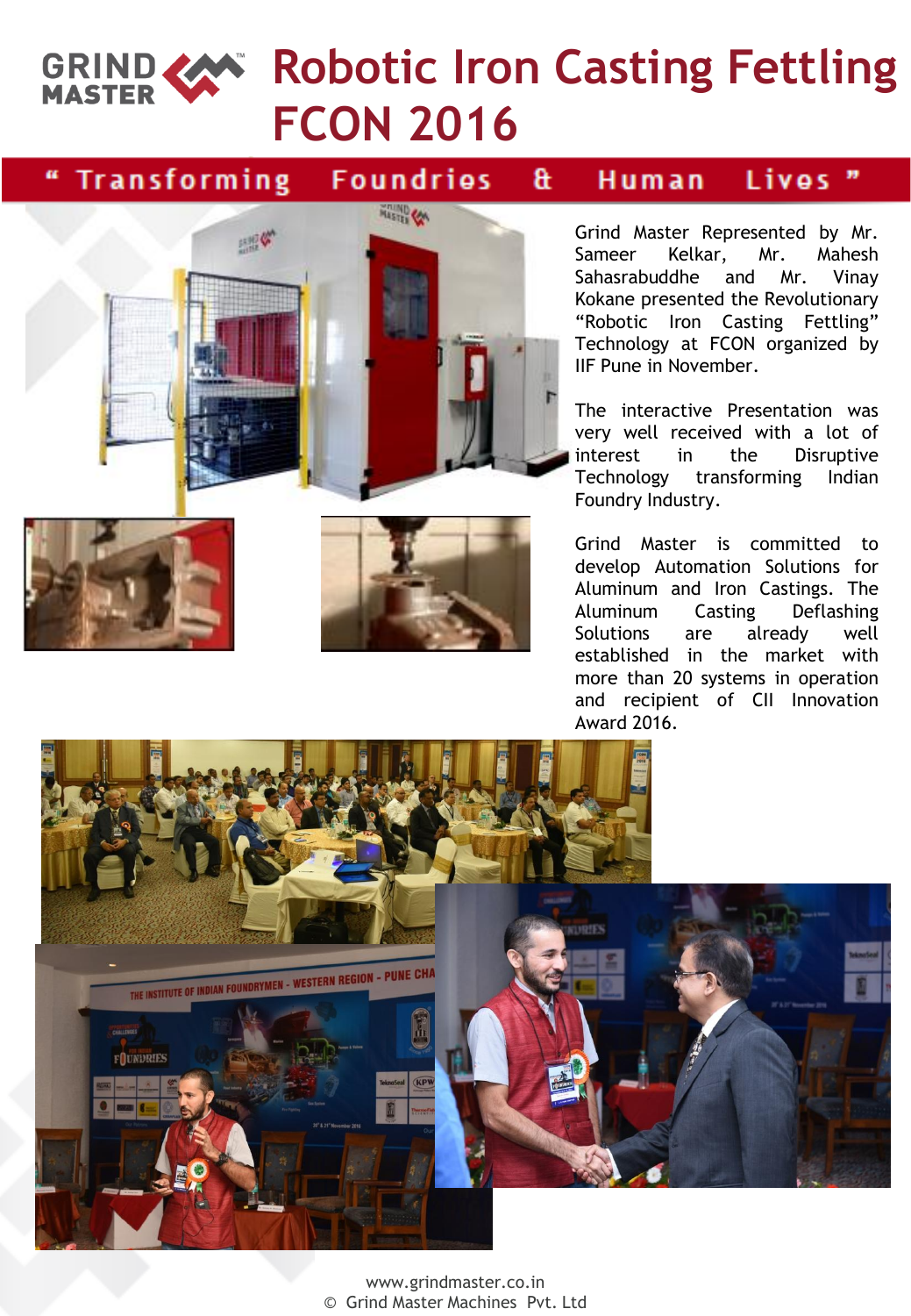# Robotic Iron Casting Fettling FCON 2016

**" Transforming Foundries & Human Lives "**

Grind Master Represented by Mr. Sameer Kelkar, Mr. Mahesh Sahasrabuddhe and Mr. Vinay Kokane presented the Revolutionary "Robotic Iron Casting Fettling" Technology at FCON organized by IIF Pune in November.

The interactive Presentation was very well received with a lot of interest in the Disruptive Technology transforming Indian Foundry Industry.

Grind Master is committed to develop Automation Solutions for Aluminum and Iron Castings. The Aluminum Casting Deflashing Solutions are already well established in the market with more than 20 systems in operation and recipient of CII Innovation Award 2016.

www.grindmaster.co.in
© Grind Master Machines Pvt. Ltd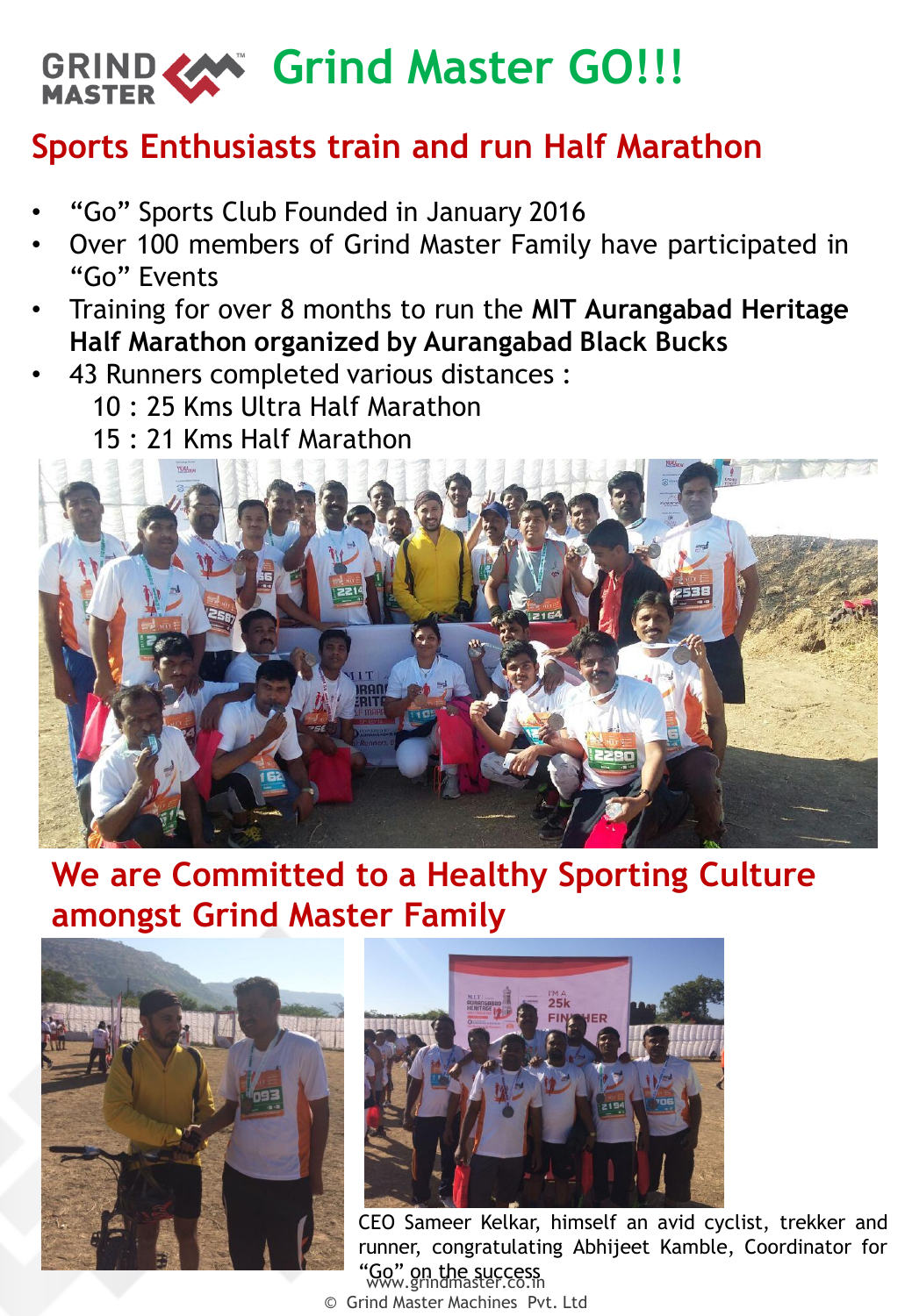# Grind Master GO!!!

## Sports Enthusiasts train and run Half Marathon

- "Go" Sports Club Founded in January 2016
- Over 100 members of Grind Master Family have participated in "Go" Events
- Training for over 8 months to run the **MIT Aurangabad Heritage Half Marathon organized by Aurangabad Black Bucks**
- 43 Runners completed various distances :
  - 10 : 25 Kms Ultra Half Marathon
  - 15 : 21 Kms Half Marathon

## We are Committed to a Healthy Sporting Culture amongst Grind Master Family

CEO Sameer Kelkar, himself an avid cyclist, trekker and runner, congratulating Abhijeet Kamble, Coordinator for "Go" on the success

www.grindmaster.co.in

© Grind Master Machines Pvt. Ltd